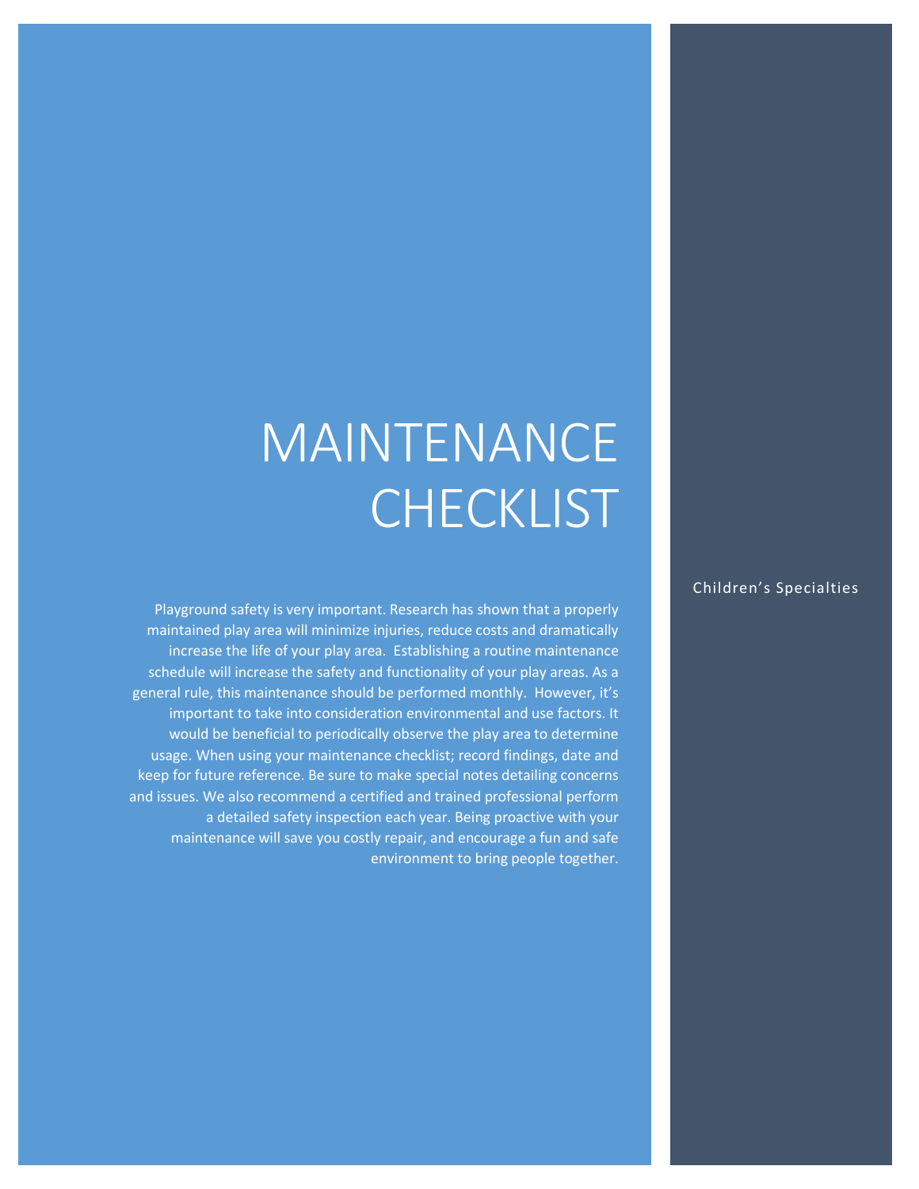# MAINTENANCE CHECKLIST

Playground safety is very important. Research has shown that a properly maintained play area will minimize injuries, reduce costs and dramatically increase the life of your play area. Establishing a routine maintenance schedule will increase the safety and functionality of your play areas. As a general rule, this maintenance should be performed monthly. However, it's important to take into consideration environmental and use factors. It would be beneficial to periodically observe the play area to determine usage. When using your maintenance checklist; record findings, date and keep for future reference. Be sure to make special notes detailing concerns and issues. We also recommend a certified and trained professional perform a detailed safety inspection each year. Being proactive with your maintenance will save you costly repair, and encourage a fun and safe environment to bring people together.

Children's Specialties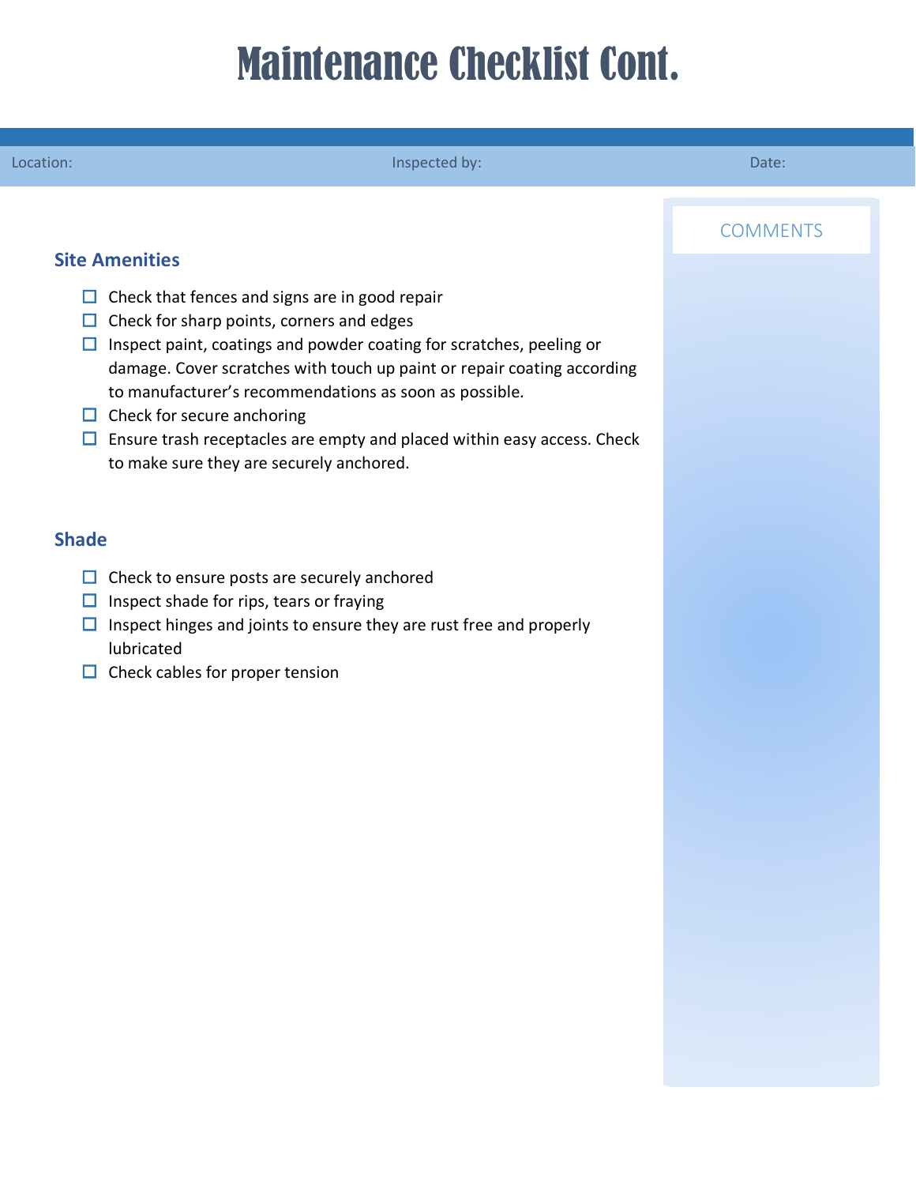# Maintenance Checklist Cont.

Location: Inspected by: Date:

COMMENTS

## Site Amenities

- ☐ Check that fences and signs are in good repair
- ☐ Check for sharp points, corners and edges
- ☐ Inspect paint, coatings and powder coating for scratches, peeling or damage. Cover scratches with touch up paint or repair coating according to manufacturer's recommendations as soon as possible.
- ☐ Check for secure anchoring
- ☐ Ensure trash receptacles are empty and placed within easy access. Check to make sure they are securely anchored.

## Shade

- ☐ Check to ensure posts are securely anchored
- ☐ Inspect shade for rips, tears or fraying
- ☐ Inspect hinges and joints to ensure they are rust free and properly lubricated
- ☐ Check cables for proper tension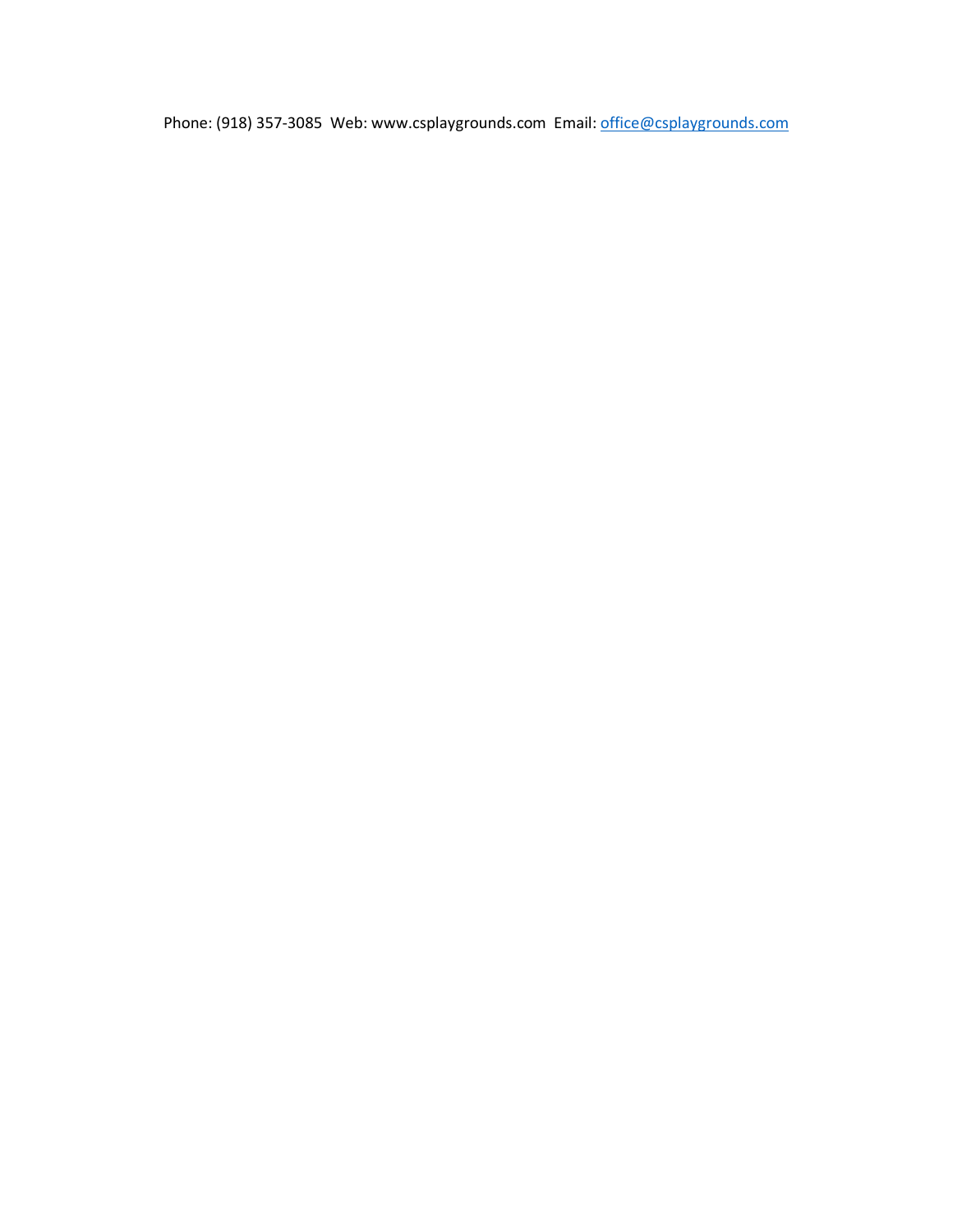Phone: (918) 357-3085 Web: www.csplaygrounds.com Email: office@csplaygrounds.com